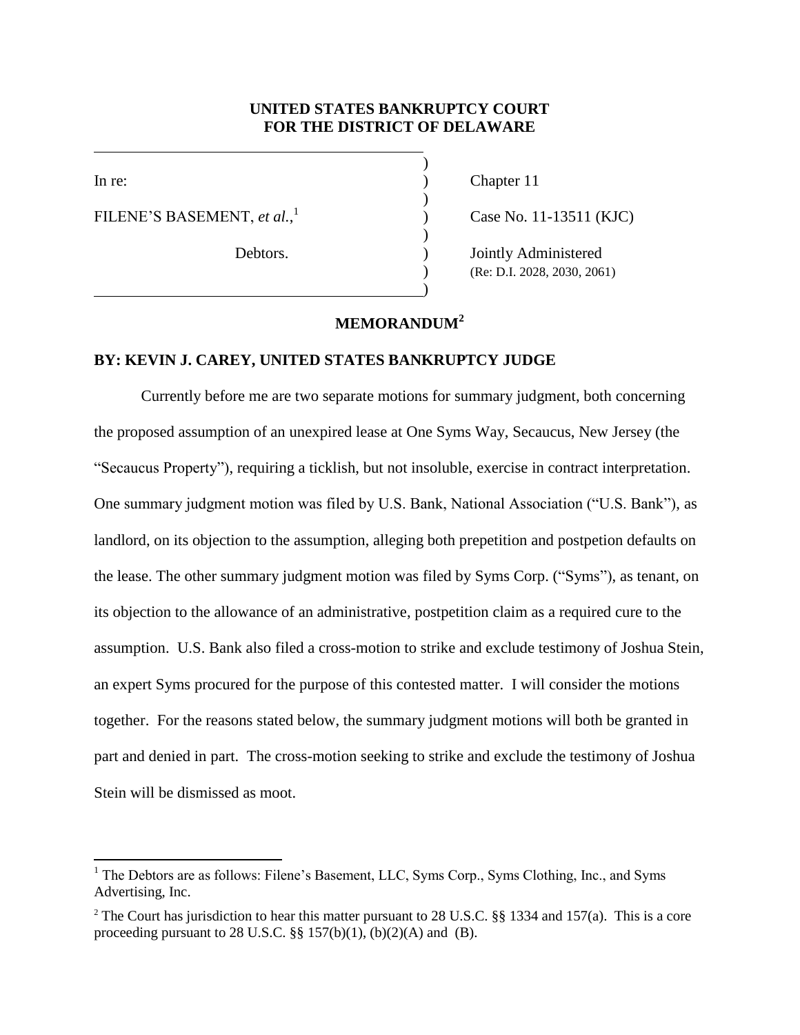**UNITED STATES BANKRUPTCY COURT**
**FOR THE DISTRICT OF DELAWARE**

| | |
|---|---|
| In re: | Chapter 11 |
| FILENE'S BASEMENT, *et al.*,[1] | Case No. 11-13511 (KJC) |
| Debtors. | Jointly Administered (Re: D.I. 2028, 2030, 2061) |

## MEMORANDUM[2]

**BY: KEVIN J. CAREY, UNITED STATES BANKRUPTCY JUDGE**

Currently before me are two separate motions for summary judgment, both concerning the proposed assumption of an unexpired lease at One Syms Way, Secaucus, New Jersey (the "Secaucus Property"), requiring a ticklish, but not insoluble, exercise in contract interpretation. One summary judgment motion was filed by U.S. Bank, National Association ("U.S. Bank"), as landlord, on its objection to the assumption, alleging both prepetition and postpetion defaults on the lease. The other summary judgment motion was filed by Syms Corp. ("Syms"), as tenant, on its objection to the allowance of an administrative, postpetition claim as a required cure to the assumption. U.S. Bank also filed a cross-motion to strike and exclude testimony of Joshua Stein, an expert Syms procured for the purpose of this contested matter. I will consider the motions together. For the reasons stated below, the summary judgment motions will both be granted in part and denied in part. The cross-motion seeking to strike and exclude the testimony of Joshua Stein will be dismissed as moot.

---

[1] The Debtors are as follows: Filene's Basement, LLC, Syms Corp., Syms Clothing, Inc., and Syms Advertising, Inc.

[2] The Court has jurisdiction to hear this matter pursuant to 28 U.S.C. §§ 1334 and 157(a). This is a core proceeding pursuant to 28 U.S.C. §§ 157(b)(1), (b)(2)(A) and (B).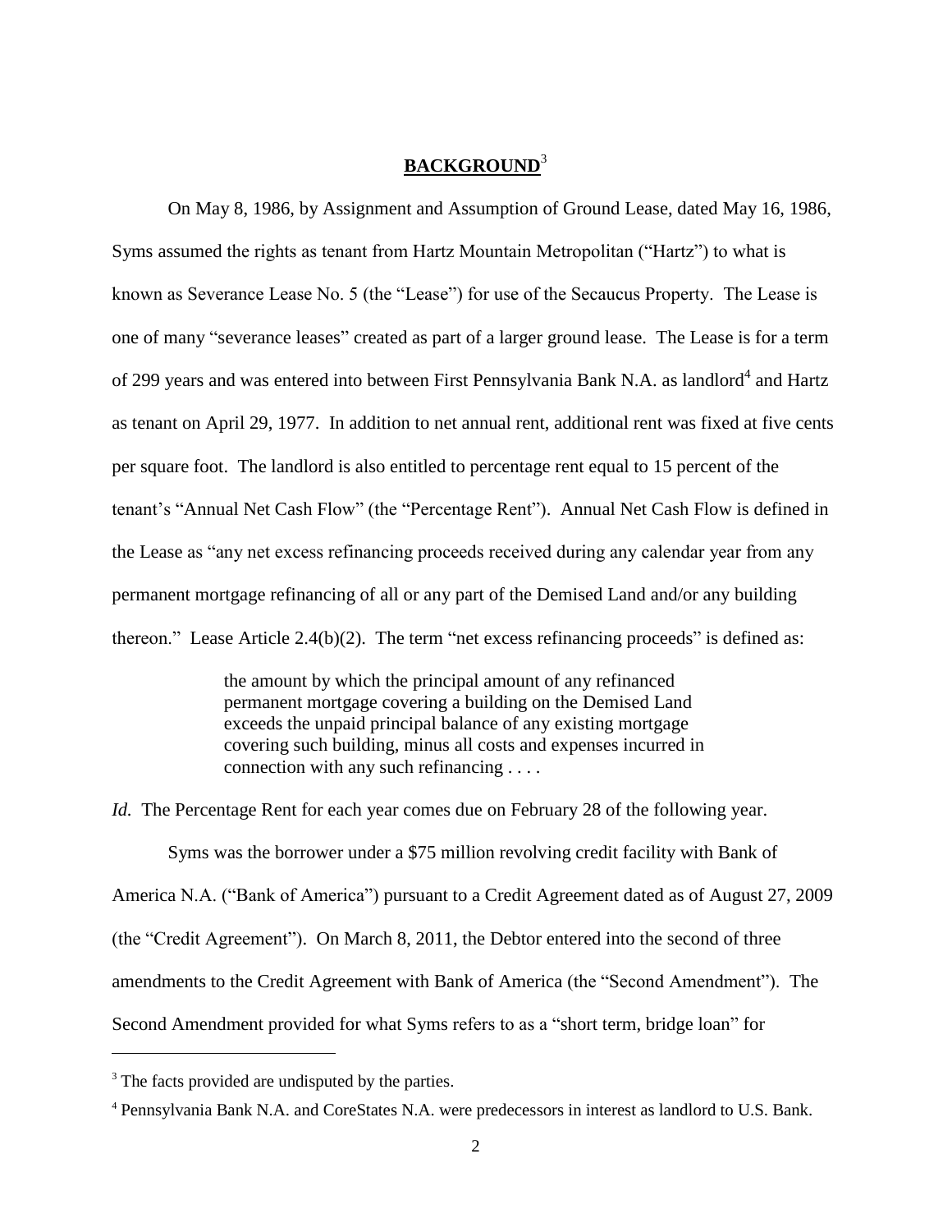## BACKGROUND[3]

On May 8, 1986, by Assignment and Assumption of Ground Lease, dated May 16, 1986, Syms assumed the rights as tenant from Hartz Mountain Metropolitan ("Hartz") to what is known as Severance Lease No. 5 (the "Lease") for use of the Secaucus Property. The Lease is one of many "severance leases" created as part of a larger ground lease. The Lease is for a term of 299 years and was entered into between First Pennsylvania Bank N.A. as landlord[4] and Hartz as tenant on April 29, 1977. In addition to net annual rent, additional rent was fixed at five cents per square foot. The landlord is also entitled to percentage rent equal to 15 percent of the tenant's "Annual Net Cash Flow" (the "Percentage Rent"). Annual Net Cash Flow is defined in the Lease as "any net excess refinancing proceeds received during any calendar year from any permanent mortgage refinancing of all or any part of the Demised Land and/or any building thereon." Lease Article 2.4(b)(2). The term "net excess refinancing proceeds" is defined as:

> the amount by which the principal amount of any refinanced permanent mortgage covering a building on the Demised Land exceeds the unpaid principal balance of any existing mortgage covering such building, minus all costs and expenses incurred in connection with any such refinancing . . . .

*Id.* The Percentage Rent for each year comes due on February 28 of the following year.

Syms was the borrower under a $75 million revolving credit facility with Bank of America N.A. ("Bank of America") pursuant to a Credit Agreement dated as of August 27, 2009 (the "Credit Agreement"). On March 8, 2011, the Debtor entered into the second of three amendments to the Credit Agreement with Bank of America (the "Second Amendment"). The Second Amendment provided for what Syms refers to as a "short term, bridge loan" for

[3] The facts provided are undisputed by the parties.

[4] Pennsylvania Bank N.A. and CoreStates N.A. were predecessors in interest as landlord to U.S. Bank.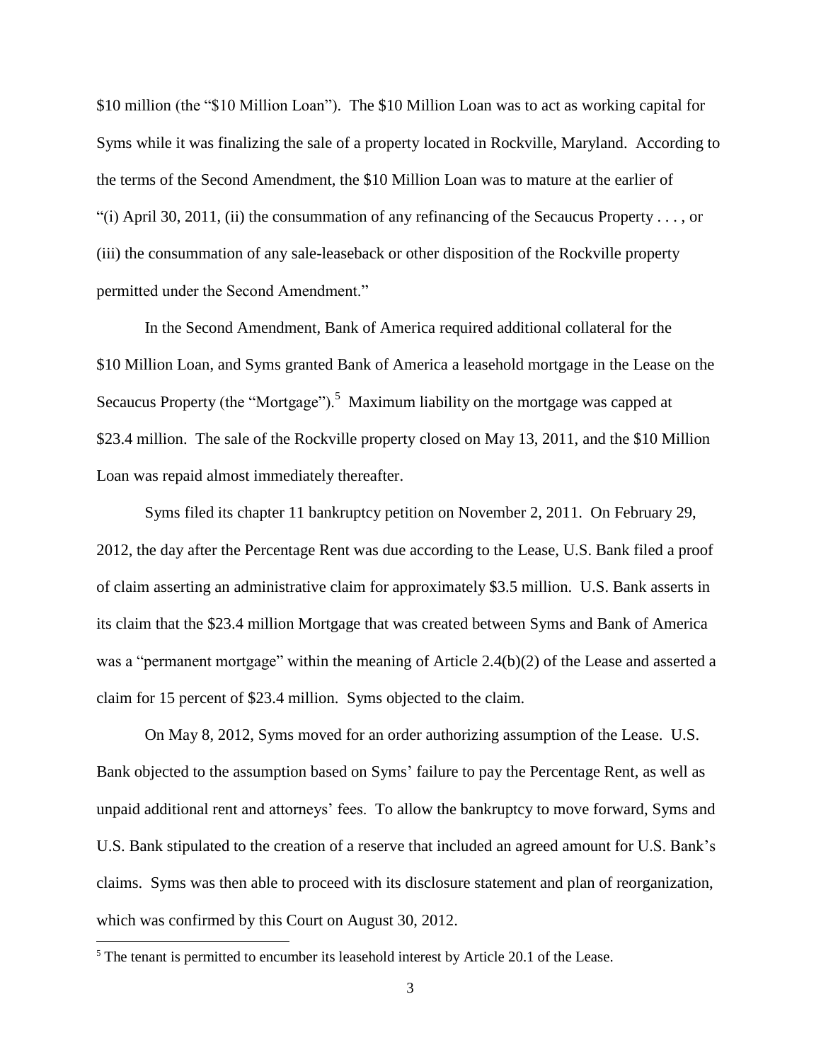$10 million (the "$10 Million Loan"). The $10 Million Loan was to act as working capital for Syms while it was finalizing the sale of a property located in Rockville, Maryland. According to the terms of the Second Amendment, the $10 Million Loan was to mature at the earlier of "(i) April 30, 2011, (ii) the consummation of any refinancing of the Secaucus Property . . . , or (iii) the consummation of any sale-leaseback or other disposition of the Rockville property permitted under the Second Amendment."

In the Second Amendment, Bank of America required additional collateral for the $10 Million Loan, and Syms granted Bank of America a leasehold mortgage in the Lease on the Secaucus Property (the "Mortgage").[5] Maximum liability on the mortgage was capped at $23.4 million. The sale of the Rockville property closed on May 13, 2011, and the $10 Million Loan was repaid almost immediately thereafter.

Syms filed its chapter 11 bankruptcy petition on November 2, 2011. On February 29, 2012, the day after the Percentage Rent was due according to the Lease, U.S. Bank filed a proof of claim asserting an administrative claim for approximately $3.5 million. U.S. Bank asserts in its claim that the $23.4 million Mortgage that was created between Syms and Bank of America was a "permanent mortgage" within the meaning of Article 2.4(b)(2) of the Lease and asserted a claim for 15 percent of $23.4 million. Syms objected to the claim.

On May 8, 2012, Syms moved for an order authorizing assumption of the Lease. U.S. Bank objected to the assumption based on Syms' failure to pay the Percentage Rent, as well as unpaid additional rent and attorneys' fees. To allow the bankruptcy to move forward, Syms and U.S. Bank stipulated to the creation of a reserve that included an agreed amount for U.S. Bank's claims. Syms was then able to proceed with its disclosure statement and plan of reorganization, which was confirmed by this Court on August 30, 2012.

[5] The tenant is permitted to encumber its leasehold interest by Article 20.1 of the Lease.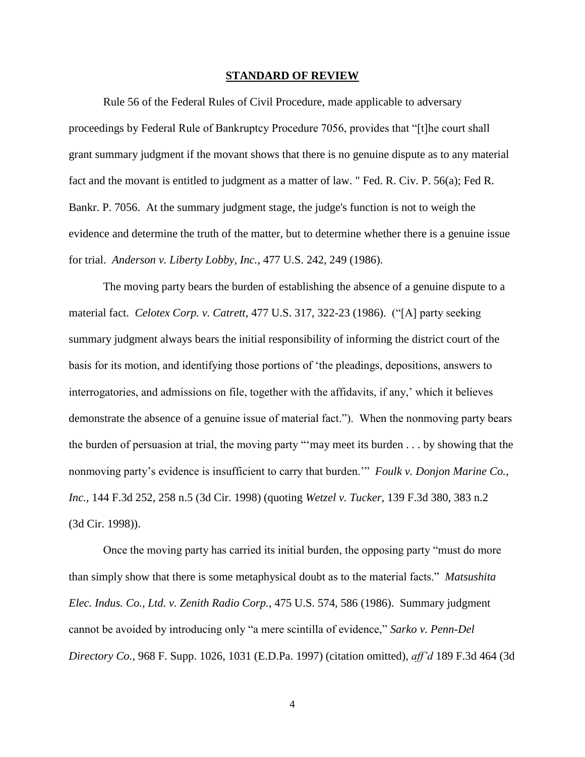## STANDARD OF REVIEW

Rule 56 of the Federal Rules of Civil Procedure, made applicable to adversary proceedings by Federal Rule of Bankruptcy Procedure 7056, provides that "[t]he court shall grant summary judgment if the movant shows that there is no genuine dispute as to any material fact and the movant is entitled to judgment as a matter of law. " Fed. R. Civ. P. 56(a); Fed R. Bankr. P. 7056. At the summary judgment stage, the judge's function is not to weigh the evidence and determine the truth of the matter, but to determine whether there is a genuine issue for trial. *Anderson v. Liberty Lobby, Inc.*, 477 U.S. 242, 249 (1986).

The moving party bears the burden of establishing the absence of a genuine dispute to a material fact. *Celotex Corp. v. Catrett*, 477 U.S. 317, 322-23 (1986). ("[A] party seeking summary judgment always bears the initial responsibility of informing the district court of the basis for its motion, and identifying those portions of 'the pleadings, depositions, answers to interrogatories, and admissions on file, together with the affidavits, if any,' which it believes demonstrate the absence of a genuine issue of material fact."). When the nonmoving party bears the burden of persuasion at trial, the moving party "'may meet its burden . . . by showing that the nonmoving party's evidence is insufficient to carry that burden.'" *Foulk v. Donjon Marine Co., Inc.*, 144 F.3d 252, 258 n.5 (3d Cir. 1998) (quoting *Wetzel v. Tucker,* 139 F.3d 380, 383 n.2 (3d Cir. 1998)).

Once the moving party has carried its initial burden, the opposing party "must do more than simply show that there is some metaphysical doubt as to the material facts." *Matsushita Elec. Indus. Co., Ltd. v. Zenith Radio Corp.*, 475 U.S. 574, 586 (1986). Summary judgment cannot be avoided by introducing only "a mere scintilla of evidence," *Sarko v. Penn-Del Directory Co.,* 968 F. Supp. 1026, 1031 (E.D.Pa. 1997) (citation omitted), *aff'd* 189 F.3d 464 (3d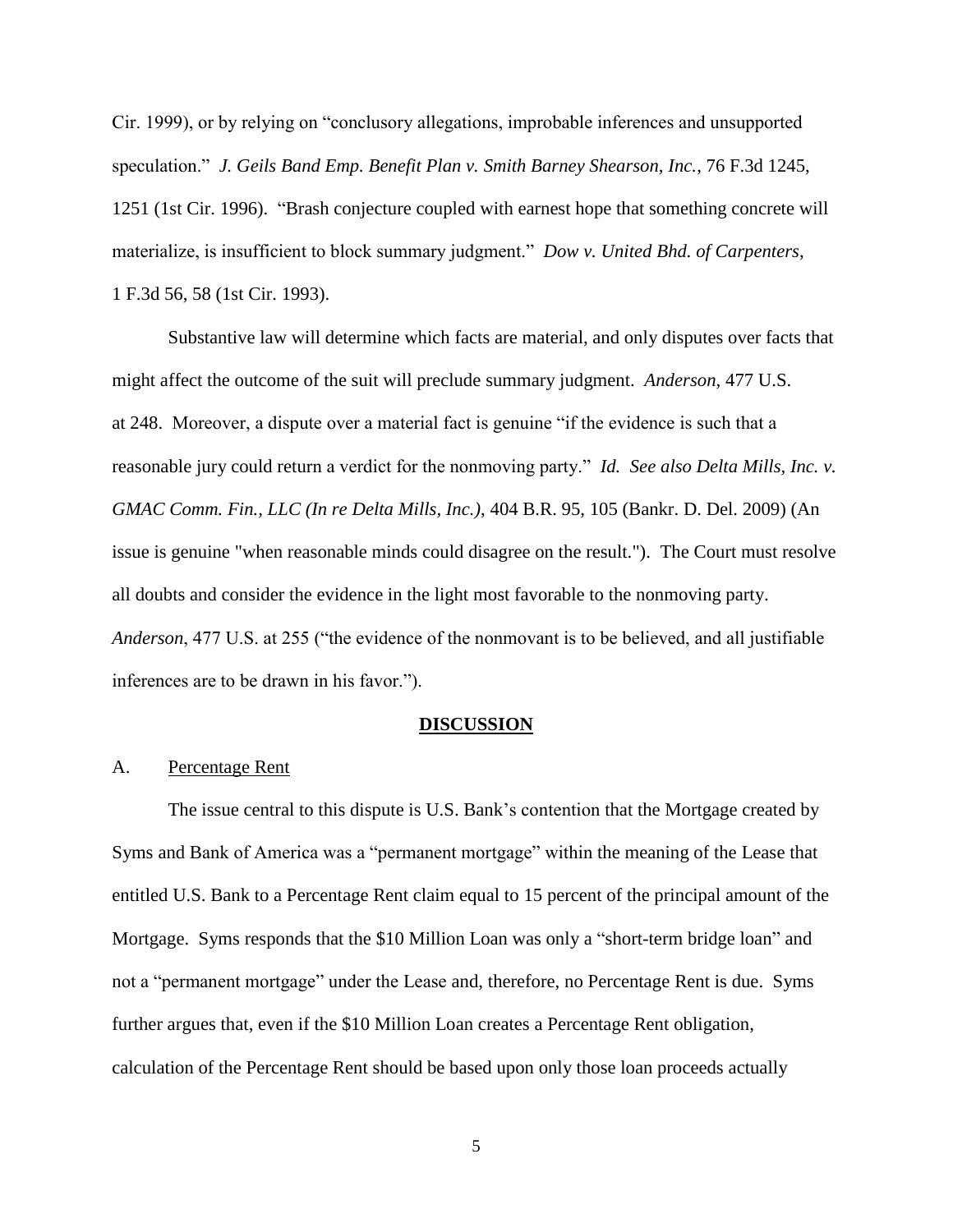Cir. 1999), or by relying on "conclusory allegations, improbable inferences and unsupported speculation." *J. Geils Band Emp. Benefit Plan v. Smith Barney Shearson, Inc.*, 76 F.3d 1245, 1251 (1st Cir. 1996). "Brash conjecture coupled with earnest hope that something concrete will materialize, is insufficient to block summary judgment." *Dow v. United Bhd. of Carpenters*, 1 F.3d 56, 58 (1st Cir. 1993).

Substantive law will determine which facts are material, and only disputes over facts that might affect the outcome of the suit will preclude summary judgment. *Anderson*, 477 U.S. at 248. Moreover, a dispute over a material fact is genuine "if the evidence is such that a reasonable jury could return a verdict for the nonmoving party." *Id. See also Delta Mills, Inc. v. GMAC Comm. Fin., LLC (In re Delta Mills, Inc.)*, 404 B.R. 95, 105 (Bankr. D. Del. 2009) (An issue is genuine "when reasonable minds could disagree on the result."). The Court must resolve all doubts and consider the evidence in the light most favorable to the nonmoving party. *Anderson*, 477 U.S. at 255 ("the evidence of the nonmovant is to be believed, and all justifiable inferences are to be drawn in his favor.").

## DISCUSSION

### A. Percentage Rent

The issue central to this dispute is U.S. Bank's contention that the Mortgage created by Syms and Bank of America was a "permanent mortgage" within the meaning of the Lease that entitled U.S. Bank to a Percentage Rent claim equal to 15 percent of the principal amount of the Mortgage. Syms responds that the $10 Million Loan was only a "short-term bridge loan" and not a "permanent mortgage" under the Lease and, therefore, no Percentage Rent is due. Syms further argues that, even if the $10 Million Loan creates a Percentage Rent obligation, calculation of the Percentage Rent should be based upon only those loan proceeds actually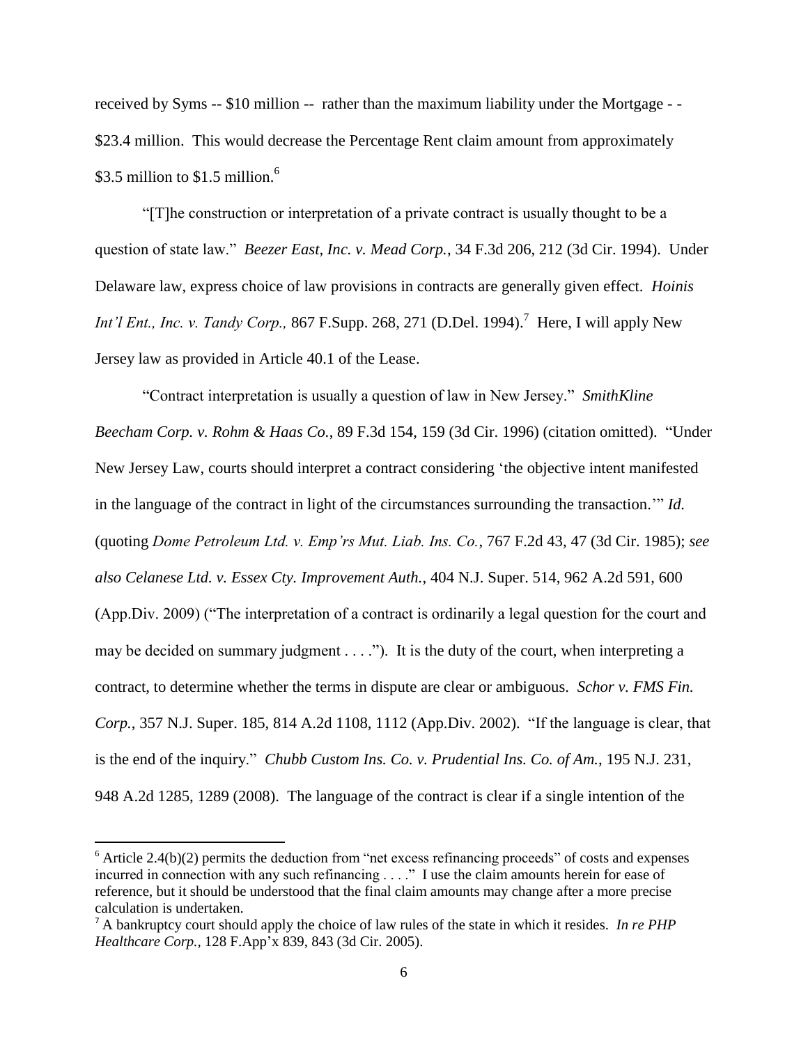received by Syms -- \$10 million -- rather than the maximum liability under the Mortgage - - \$23.4 million. This would decrease the Percentage Rent claim amount from approximately \$3.5 million to \$1.5 million.[6]

"[T]he construction or interpretation of a private contract is usually thought to be a question of state law." *Beezer East, Inc. v. Mead Corp.*, 34 F.3d 206, 212 (3d Cir. 1994). Under Delaware law, express choice of law provisions in contracts are generally given effect. *Hoinis Int'l Ent., Inc. v. Tandy Corp.,* 867 F.Supp. 268, 271 (D.Del. 1994).[7] Here, I will apply New Jersey law as provided in Article 40.1 of the Lease.

"Contract interpretation is usually a question of law in New Jersey." *SmithKline Beecham Corp. v. Rohm & Haas Co.*, 89 F.3d 154, 159 (3d Cir. 1996) (citation omitted). "Under New Jersey Law, courts should interpret a contract considering 'the objective intent manifested in the language of the contract in light of the circumstances surrounding the transaction.'" *Id.* (quoting *Dome Petroleum Ltd. v. Emp'rs Mut. Liab. Ins. Co.*, 767 F.2d 43, 47 (3d Cir. 1985); *see also Celanese Ltd. v. Essex Cty. Improvement Auth.*, 404 N.J. Super. 514, 962 A.2d 591, 600 (App.Div. 2009) ("The interpretation of a contract is ordinarily a legal question for the court and may be decided on summary judgment . . . ."). It is the duty of the court, when interpreting a contract, to determine whether the terms in dispute are clear or ambiguous. *Schor v. FMS Fin. Corp.*, 357 N.J. Super. 185, 814 A.2d 1108, 1112 (App.Div. 2002). "If the language is clear, that is the end of the inquiry." *Chubb Custom Ins. Co. v. Prudential Ins. Co. of Am.*, 195 N.J. 231, 948 A.2d 1285, 1289 (2008). The language of the contract is clear if a single intention of the

---

[6] Article 2.4(b)(2) permits the deduction from "net excess refinancing proceeds" of costs and expenses incurred in connection with any such refinancing . . . ." I use the claim amounts herein for ease of reference, but it should be understood that the final claim amounts may change after a more precise calculation is undertaken.

[7] A bankruptcy court should apply the choice of law rules of the state in which it resides. *In re PHP Healthcare Corp.,* 128 F.App'x 839, 843 (3d Cir. 2005).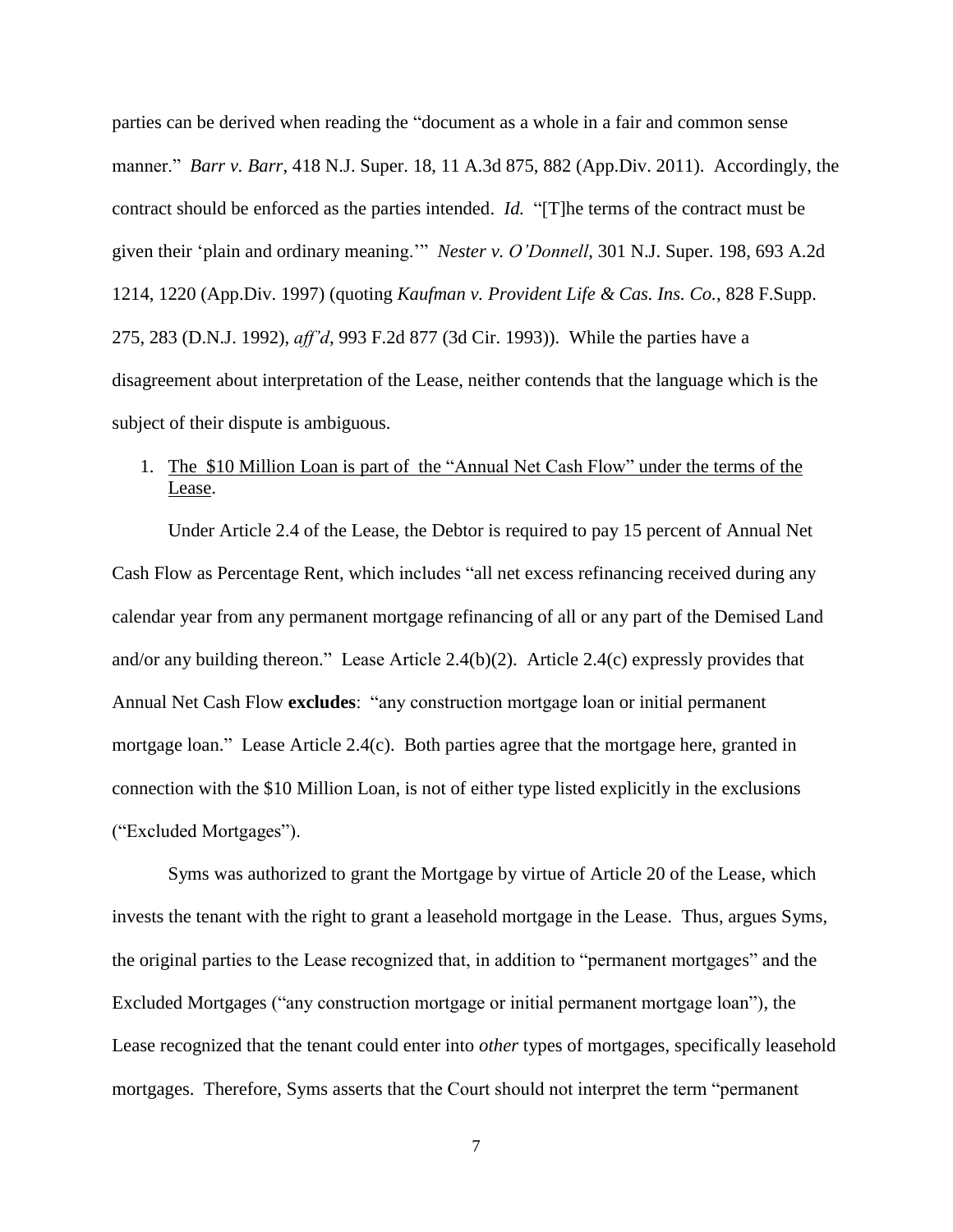parties can be derived when reading the "document as a whole in a fair and common sense manner." *Barr v. Barr*, 418 N.J. Super. 18, 11 A.3d 875, 882 (App.Div. 2011). Accordingly, the contract should be enforced as the parties intended. *Id.* "[T]he terms of the contract must be given their 'plain and ordinary meaning.'" *Nester v. O'Donnell*, 301 N.J. Super. 198, 693 A.2d 1214, 1220 (App.Div. 1997) (quoting *Kaufman v. Provident Life & Cas. Ins. Co.*, 828 F.Supp. 275, 283 (D.N.J. 1992), *aff'd*, 993 F.2d 877 (3d Cir. 1993)). While the parties have a disagreement about interpretation of the Lease, neither contends that the language which is the subject of their dispute is ambiguous.

1. <u>The $10 Million Loan is part of the "Annual Net Cash Flow" under the terms of the Lease</u>.

Under Article 2.4 of the Lease, the Debtor is required to pay 15 percent of Annual Net Cash Flow as Percentage Rent, which includes "all net excess refinancing received during any calendar year from any permanent mortgage refinancing of all or any part of the Demised Land and/or any building thereon." Lease Article 2.4(b)(2). Article 2.4(c) expressly provides that Annual Net Cash Flow **excludes**: "any construction mortgage loan or initial permanent mortgage loan." Lease Article 2.4(c). Both parties agree that the mortgage here, granted in connection with the $10 Million Loan, is not of either type listed explicitly in the exclusions ("Excluded Mortgages").

Syms was authorized to grant the Mortgage by virtue of Article 20 of the Lease, which invests the tenant with the right to grant a leasehold mortgage in the Lease. Thus, argues Syms, the original parties to the Lease recognized that, in addition to "permanent mortgages" and the Excluded Mortgages ("any construction mortgage or initial permanent mortgage loan"), the Lease recognized that the tenant could enter into *other* types of mortgages, specifically leasehold mortgages. Therefore, Syms asserts that the Court should not interpret the term "permanent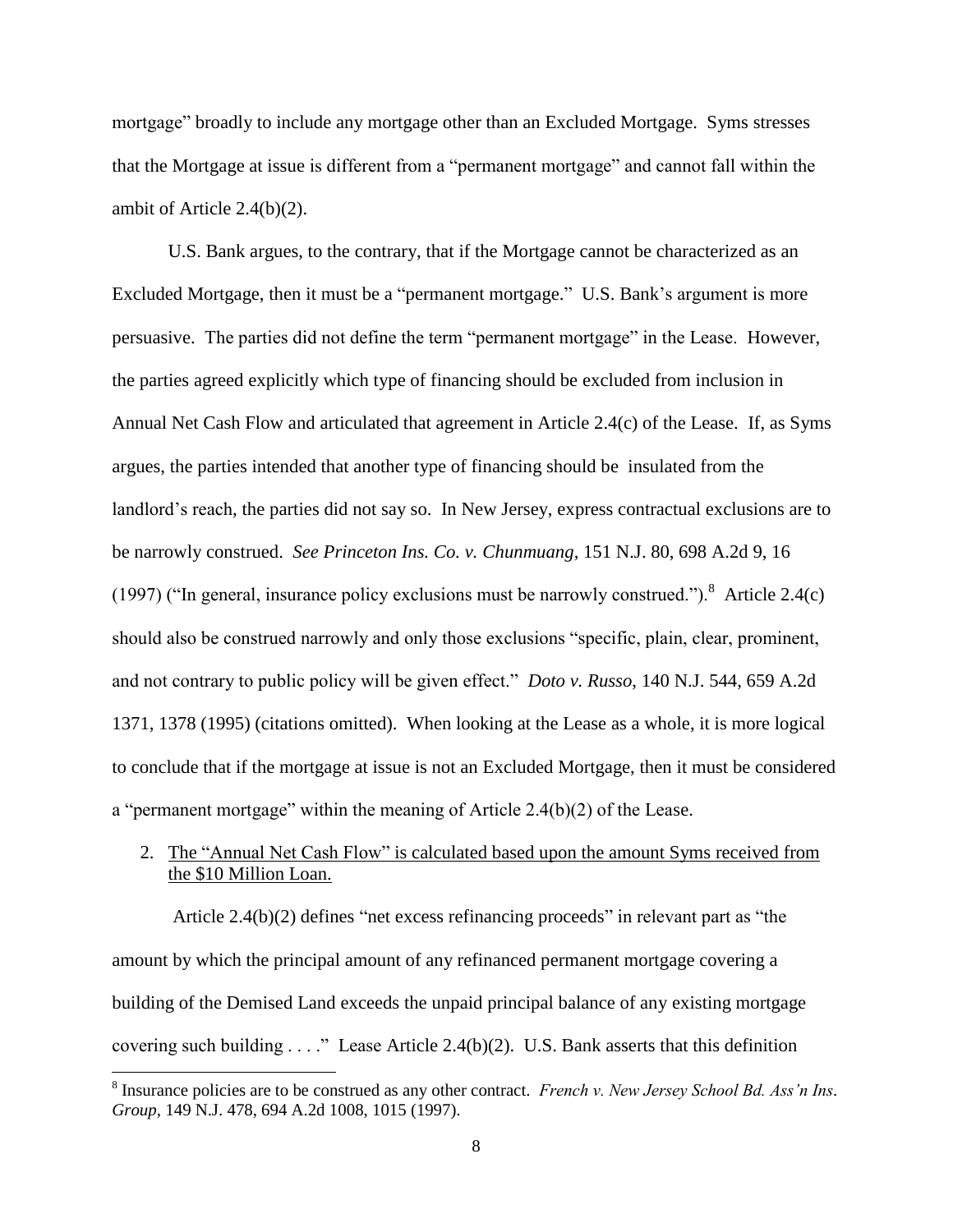mortgage" broadly to include any mortgage other than an Excluded Mortgage. Syms stresses that the Mortgage at issue is different from a "permanent mortgage" and cannot fall within the ambit of Article 2.4(b)(2).

U.S. Bank argues, to the contrary, that if the Mortgage cannot be characterized as an Excluded Mortgage, then it must be a "permanent mortgage." U.S. Bank's argument is more persuasive. The parties did not define the term "permanent mortgage" in the Lease. However, the parties agreed explicitly which type of financing should be excluded from inclusion in Annual Net Cash Flow and articulated that agreement in Article 2.4(c) of the Lease. If, as Syms argues, the parties intended that another type of financing should be insulated from the landlord's reach, the parties did not say so. In New Jersey, express contractual exclusions are to be narrowly construed. *See Princeton Ins. Co. v. Chunmuang*, 151 N.J. 80, 698 A.2d 9, 16 (1997) ("In general, insurance policy exclusions must be narrowly construed.").[8] Article 2.4(c) should also be construed narrowly and only those exclusions "specific, plain, clear, prominent, and not contrary to public policy will be given effect." *Doto v. Russo*, 140 N.J. 544, 659 A.2d 1371, 1378 (1995) (citations omitted). When looking at the Lease as a whole, it is more logical to conclude that if the mortgage at issue is not an Excluded Mortgage, then it must be considered a "permanent mortgage" within the meaning of Article 2.4(b)(2) of the Lease.

2. <u>The "Annual Net Cash Flow" is calculated based upon the amount Syms received from the $10 Million Loan.</u>

Article 2.4(b)(2) defines "net excess refinancing proceeds" in relevant part as "the amount by which the principal amount of any refinanced permanent mortgage covering a building of the Demised Land exceeds the unpaid principal balance of any existing mortgage covering such building . . . ." Lease Article 2.4(b)(2). U.S. Bank asserts that this definition

[8] Insurance policies are to be construed as any other contract. *French v. New Jersey School Bd. Ass'n Ins. Group*, 149 N.J. 478, 694 A.2d 1008, 1015 (1997).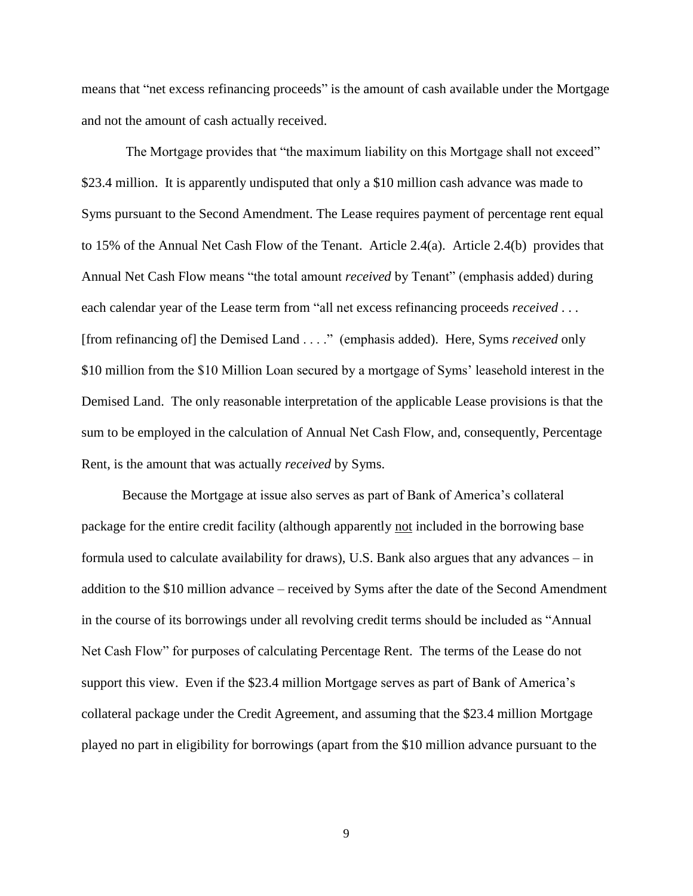means that "net excess refinancing proceeds" is the amount of cash available under the Mortgage and not the amount of cash actually received.

The Mortgage provides that "the maximum liability on this Mortgage shall not exceed" \$23.4 million. It is apparently undisputed that only a \$10 million cash advance was made to Syms pursuant to the Second Amendment. The Lease requires payment of percentage rent equal to 15% of the Annual Net Cash Flow of the Tenant. Article 2.4(a). Article 2.4(b) provides that Annual Net Cash Flow means "the total amount *received* by Tenant" (emphasis added) during each calendar year of the Lease term from "all net excess refinancing proceeds *received* . . . [from refinancing of] the Demised Land . . . ." (emphasis added). Here, Syms *received* only \$10 million from the \$10 Million Loan secured by a mortgage of Syms' leasehold interest in the Demised Land. The only reasonable interpretation of the applicable Lease provisions is that the sum to be employed in the calculation of Annual Net Cash Flow, and, consequently, Percentage Rent, is the amount that was actually *received* by Syms.

Because the Mortgage at issue also serves as part of Bank of America's collateral package for the entire credit facility (although apparently <u>not</u> included in the borrowing base formula used to calculate availability for draws), U.S. Bank also argues that any advances – in addition to the \$10 million advance – received by Syms after the date of the Second Amendment in the course of its borrowings under all revolving credit terms should be included as "Annual Net Cash Flow" for purposes of calculating Percentage Rent. The terms of the Lease do not support this view. Even if the \$23.4 million Mortgage serves as part of Bank of America's collateral package under the Credit Agreement, and assuming that the \$23.4 million Mortgage played no part in eligibility for borrowings (apart from the \$10 million advance pursuant to the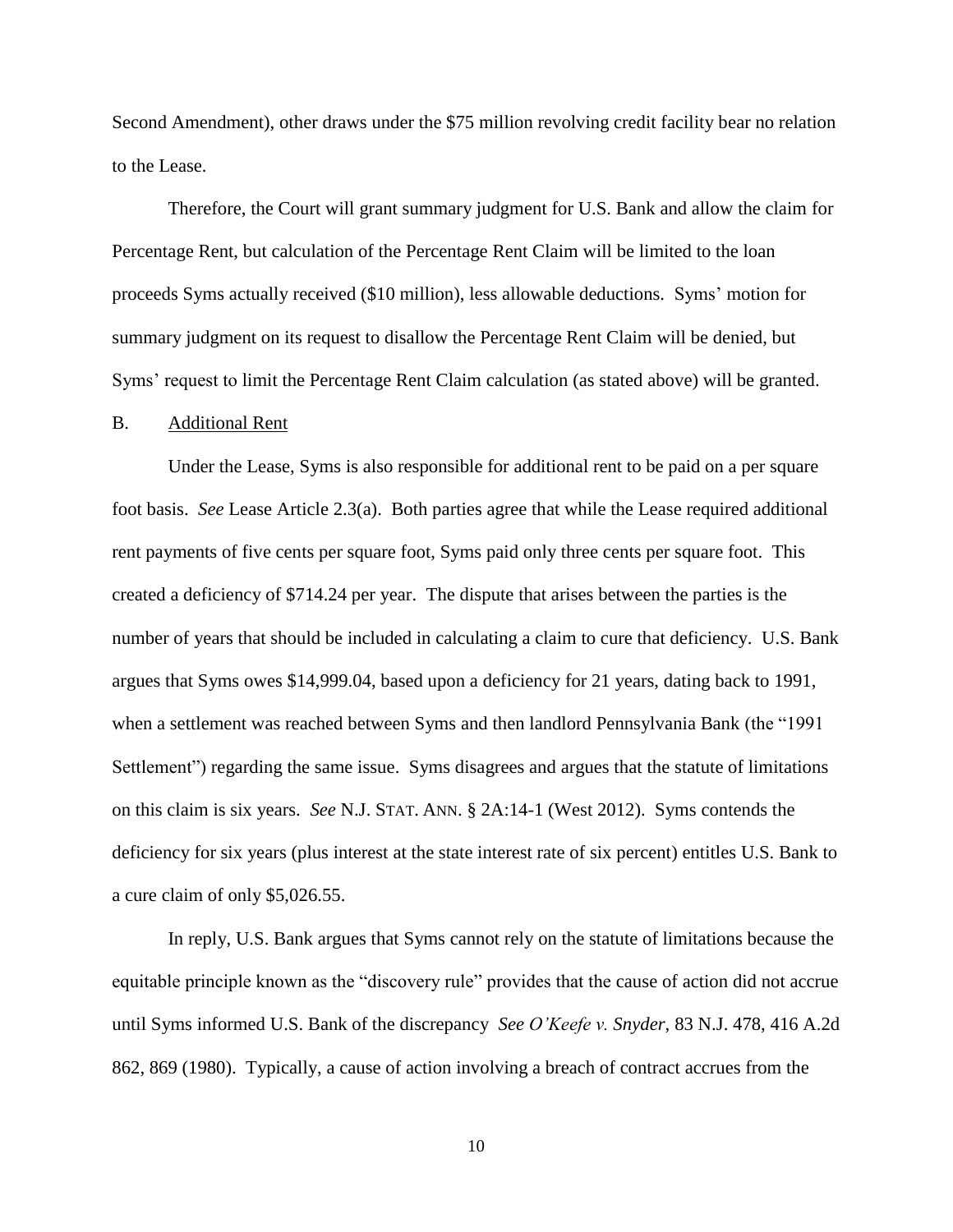Second Amendment), other draws under the $75 million revolving credit facility bear no relation to the Lease.

Therefore, the Court will grant summary judgment for U.S. Bank and allow the claim for Percentage Rent, but calculation of the Percentage Rent Claim will be limited to the loan proceeds Syms actually received ($10 million), less allowable deductions. Syms' motion for summary judgment on its request to disallow the Percentage Rent Claim will be denied, but Syms' request to limit the Percentage Rent Claim calculation (as stated above) will be granted.

B. <u>Additional Rent</u>

Under the Lease, Syms is also responsible for additional rent to be paid on a per square foot basis. *See* Lease Article 2.3(a). Both parties agree that while the Lease required additional rent payments of five cents per square foot, Syms paid only three cents per square foot. This created a deficiency of $714.24 per year. The dispute that arises between the parties is the number of years that should be included in calculating a claim to cure that deficiency. U.S. Bank argues that Syms owes $14,999.04, based upon a deficiency for 21 years, dating back to 1991, when a settlement was reached between Syms and then landlord Pennsylvania Bank (the "1991 Settlement") regarding the same issue. Syms disagrees and argues that the statute of limitations on this claim is six years. *See* N.J. STAT. ANN. § 2A:14-1 (West 2012). Syms contends the deficiency for six years (plus interest at the state interest rate of six percent) entitles U.S. Bank to a cure claim of only $5,026.55.

In reply, U.S. Bank argues that Syms cannot rely on the statute of limitations because the equitable principle known as the "discovery rule" provides that the cause of action did not accrue until Syms informed U.S. Bank of the discrepancy *See O'Keefe v. Snyder*, 83 N.J. 478, 416 A.2d 862, 869 (1980). Typically, a cause of action involving a breach of contract accrues from the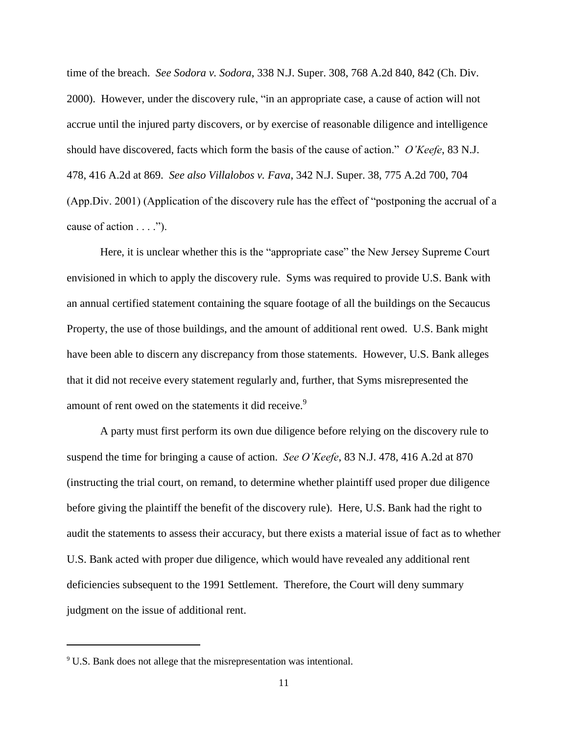time of the breach. *See Sodora v. Sodora*, 338 N.J. Super. 308, 768 A.2d 840, 842 (Ch. Div. 2000). However, under the discovery rule, "in an appropriate case, a cause of action will not accrue until the injured party discovers, or by exercise of reasonable diligence and intelligence should have discovered, facts which form the basis of the cause of action." *O'Keefe*, 83 N.J. 478, 416 A.2d at 869. *See also Villalobos v. Fava*, 342 N.J. Super. 38, 775 A.2d 700, 704 (App.Div. 2001) (Application of the discovery rule has the effect of "postponing the accrual of a cause of action . . . .").

Here, it is unclear whether this is the "appropriate case" the New Jersey Supreme Court envisioned in which to apply the discovery rule. Syms was required to provide U.S. Bank with an annual certified statement containing the square footage of all the buildings on the Secaucus Property, the use of those buildings, and the amount of additional rent owed. U.S. Bank might have been able to discern any discrepancy from those statements. However, U.S. Bank alleges that it did not receive every statement regularly and, further, that Syms misrepresented the amount of rent owed on the statements it did receive.[9]

A party must first perform its own due diligence before relying on the discovery rule to suspend the time for bringing a cause of action. *See O'Keefe*, 83 N.J. 478, 416 A.2d at 870 (instructing the trial court, on remand, to determine whether plaintiff used proper due diligence before giving the plaintiff the benefit of the discovery rule). Here, U.S. Bank had the right to audit the statements to assess their accuracy, but there exists a material issue of fact as to whether U.S. Bank acted with proper due diligence, which would have revealed any additional rent deficiencies subsequent to the 1991 Settlement. Therefore, the Court will deny summary judgment on the issue of additional rent.

---

[9] U.S. Bank does not allege that the misrepresentation was intentional.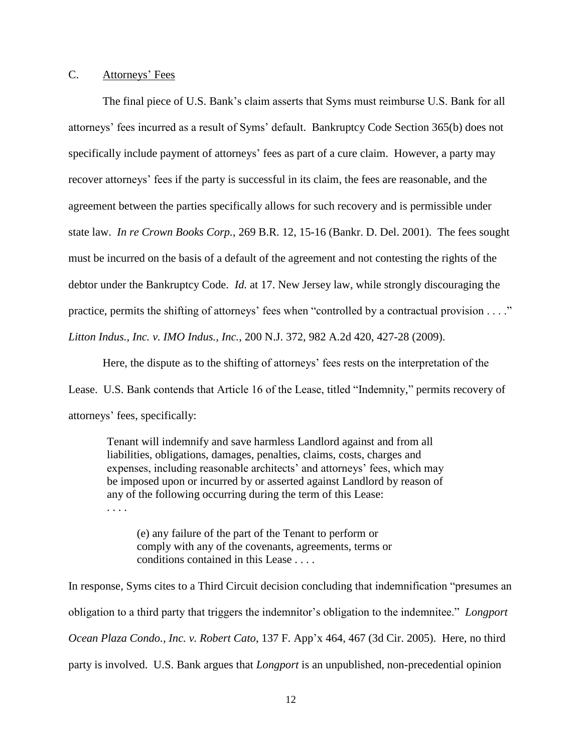C. <u>Attorneys' Fees</u>

The final piece of U.S. Bank's claim asserts that Syms must reimburse U.S. Bank for all attorneys' fees incurred as a result of Syms' default. Bankruptcy Code Section 365(b) does not specifically include payment of attorneys' fees as part of a cure claim. However, a party may recover attorneys' fees if the party is successful in its claim, the fees are reasonable, and the agreement between the parties specifically allows for such recovery and is permissible under state law. *In re Crown Books Corp.*, 269 B.R. 12, 15-16 (Bankr. D. Del. 2001). The fees sought must be incurred on the basis of a default of the agreement and not contesting the rights of the debtor under the Bankruptcy Code. *Id.* at 17. New Jersey law, while strongly discouraging the practice, permits the shifting of attorneys' fees when "controlled by a contractual provision . . . ." *Litton Indus., Inc. v. IMO Indus., Inc.*, 200 N.J. 372, 982 A.2d 420, 427-28 (2009).

Here, the dispute as to the shifting of attorneys' fees rests on the interpretation of the Lease. U.S. Bank contends that Article 16 of the Lease, titled "Indemnity," permits recovery of attorneys' fees, specifically:

> Tenant will indemnify and save harmless Landlord against and from all liabilities, obligations, damages, penalties, claims, costs, charges and expenses, including reasonable architects' and attorneys' fees, which may be imposed upon or incurred by or asserted against Landlord by reason of any of the following occurring during the term of this Lease:
> . . . .
>
> > (e) any failure of the part of the Tenant to perform or comply with any of the covenants, agreements, terms or conditions contained in this Lease . . . .

In response, Syms cites to a Third Circuit decision concluding that indemnification "presumes an obligation to a third party that triggers the indemnitor's obligation to the indemnitee." *Longport Ocean Plaza Condo., Inc. v. Robert Cato*, 137 F. App'x 464, 467 (3d Cir. 2005). Here, no third party is involved. U.S. Bank argues that *Longport* is an unpublished, non-precedential opinion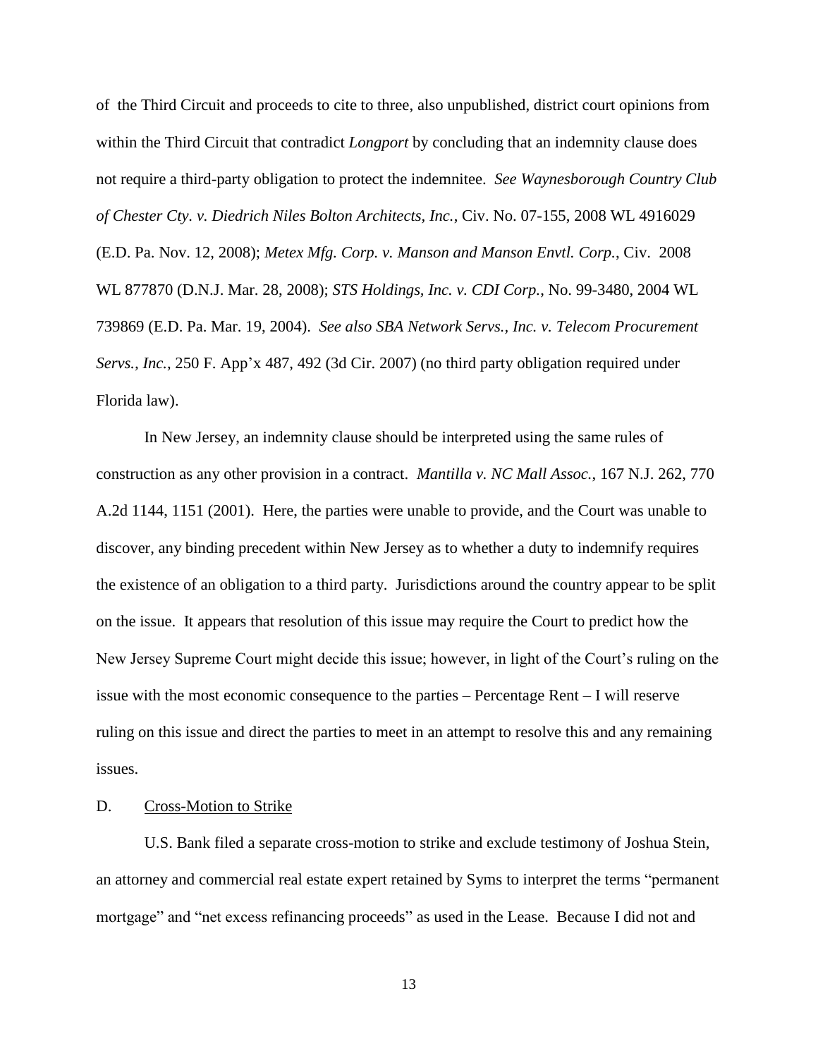of the Third Circuit and proceeds to cite to three, also unpublished, district court opinions from within the Third Circuit that contradict *Longport* by concluding that an indemnity clause does not require a third-party obligation to protect the indemnitee. *See Waynesborough Country Club of Chester Cty. v. Diedrich Niles Bolton Architects, Inc.*, Civ. No. 07-155, 2008 WL 4916029 (E.D. Pa. Nov. 12, 2008); *Metex Mfg. Corp. v. Manson and Manson Envtl. Corp.*, Civ. 2008 WL 877870 (D.N.J. Mar. 28, 2008); *STS Holdings, Inc. v. CDI Corp.*, No. 99-3480, 2004 WL 739869 (E.D. Pa. Mar. 19, 2004). *See also SBA Network Servs., Inc. v. Telecom Procurement Servs., Inc.*, 250 F. App'x 487, 492 (3d Cir. 2007) (no third party obligation required under Florida law).

In New Jersey, an indemnity clause should be interpreted using the same rules of construction as any other provision in a contract. *Mantilla v. NC Mall Assoc.*, 167 N.J. 262, 770 A.2d 1144, 1151 (2001). Here, the parties were unable to provide, and the Court was unable to discover, any binding precedent within New Jersey as to whether a duty to indemnify requires the existence of an obligation to a third party. Jurisdictions around the country appear to be split on the issue. It appears that resolution of this issue may require the Court to predict how the New Jersey Supreme Court might decide this issue; however, in light of the Court's ruling on the issue with the most economic consequence to the parties – Percentage Rent – I will reserve ruling on this issue and direct the parties to meet in an attempt to resolve this and any remaining issues.

D. Cross-Motion to Strike

U.S. Bank filed a separate cross-motion to strike and exclude testimony of Joshua Stein, an attorney and commercial real estate expert retained by Syms to interpret the terms "permanent mortgage" and "net excess refinancing proceeds" as used in the Lease. Because I did not and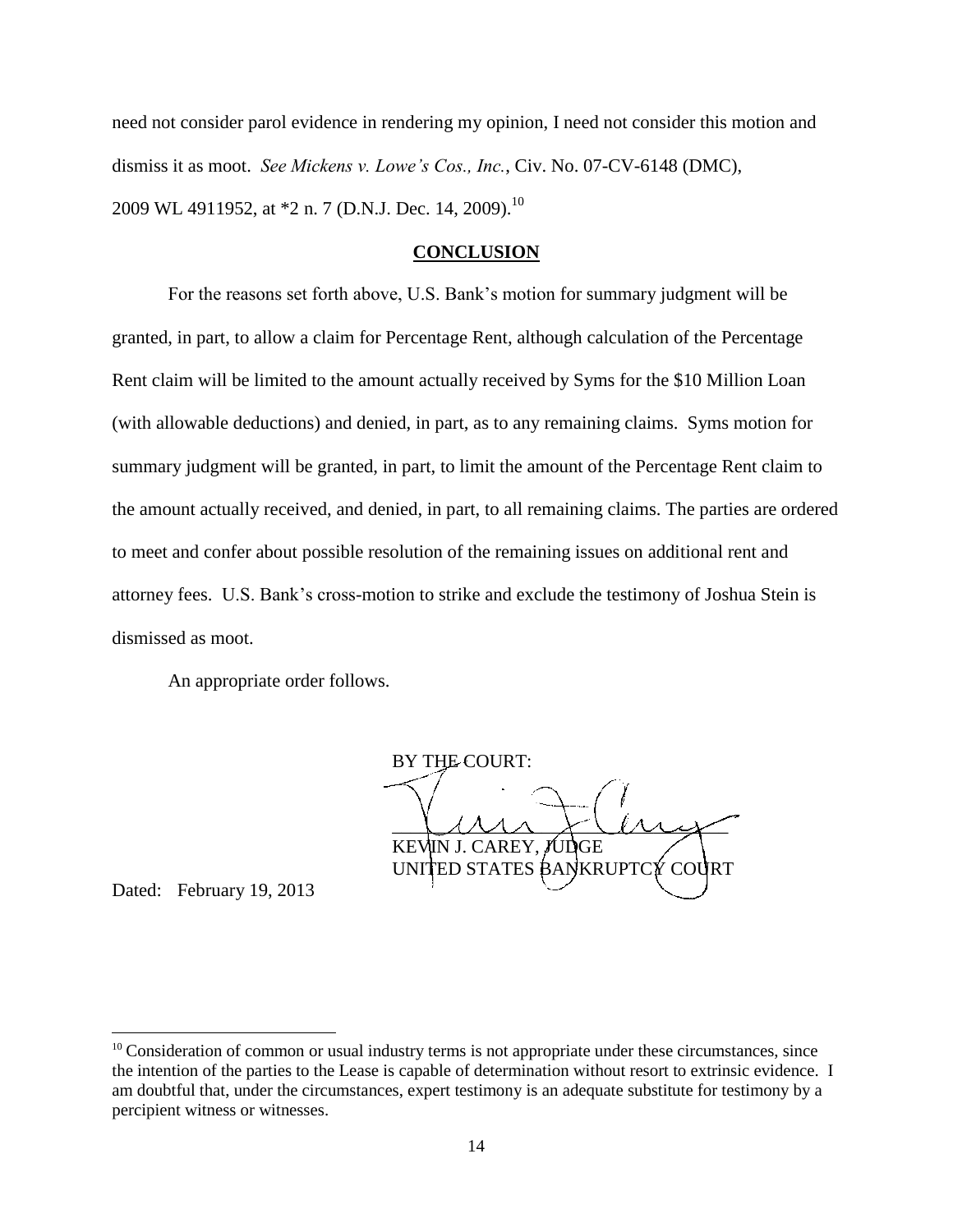need not consider parol evidence in rendering my opinion, I need not consider this motion and dismiss it as moot. *See Mickens v. Lowe's Cos., Inc.*, Civ. No. 07-CV-6148 (DMC), 2009 WL 4911952, at *2 n. 7 (D.N.J. Dec. 14, 2009).[10]

## CONCLUSION

For the reasons set forth above, U.S. Bank's motion for summary judgment will be granted, in part, to allow a claim for Percentage Rent, although calculation of the Percentage Rent claim will be limited to the amount actually received by Syms for the $10 Million Loan (with allowable deductions) and denied, in part, as to any remaining claims. Syms motion for summary judgment will be granted, in part, to limit the amount of the Percentage Rent claim to the amount actually received, and denied, in part, to all remaining claims. The parties are ordered to meet and confer about possible resolution of the remaining issues on additional rent and attorney fees. U.S. Bank's cross-motion to strike and exclude the testimony of Joshua Stein is dismissed as moot.

An appropriate order follows.

BY THE COURT:

KEVIN J. CAREY, JUDGE
UNITED STATES BANKRUPTCY COURT

Dated: February 19, 2013

---

[10] Consideration of common or usual industry terms is not appropriate under these circumstances, since the intention of the parties to the Lease is capable of determination without resort to extrinsic evidence. I am doubtful that, under the circumstances, expert testimony is an adequate substitute for testimony by a percipient witness or witnesses.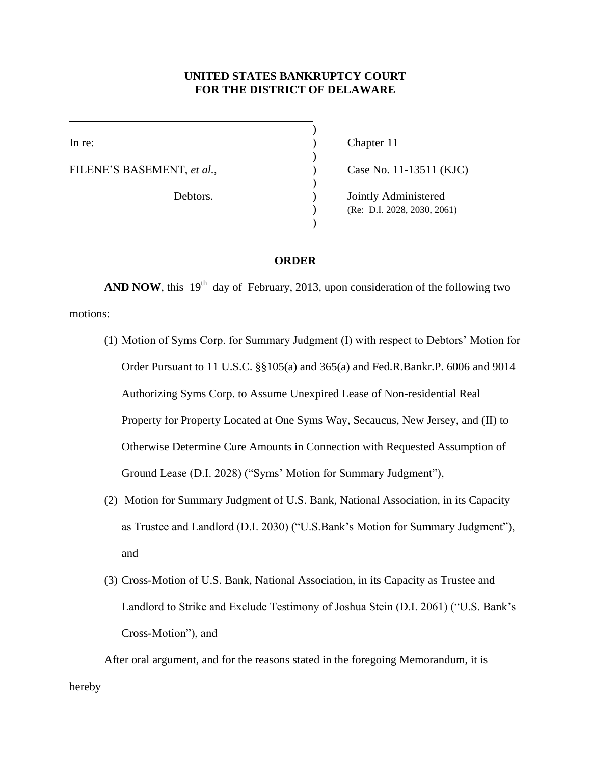**UNITED STATES BANKRUPTCY COURT**
**FOR THE DISTRICT OF DELAWARE**

| | | |
|---|---|---|
| In re: | ) | Chapter 11 |
| FILENE'S BASEMENT, *et al.*, | ) | Case No. 11-13511 (KJC) |
| Debtors. | ) | Jointly Administered |
| | ) | (Re: D.I. 2028, 2030, 2061) |

**ORDER**

**AND NOW**, this 19th day of February, 2013, upon consideration of the following two motions:

(1) Motion of Syms Corp. for Summary Judgment (I) with respect to Debtors' Motion for Order Pursuant to 11 U.S.C. §§105(a) and 365(a) and Fed.R.Bankr.P. 6006 and 9014 Authorizing Syms Corp. to Assume Unexpired Lease of Non-residential Real Property for Property Located at One Syms Way, Secaucus, New Jersey, and (II) to Otherwise Determine Cure Amounts in Connection with Requested Assumption of Ground Lease (D.I. 2028) ("Syms' Motion for Summary Judgment"),

(2) Motion for Summary Judgment of U.S. Bank, National Association, in its Capacity as Trustee and Landlord (D.I. 2030) ("U.S.Bank's Motion for Summary Judgment"), and

(3) Cross-Motion of U.S. Bank, National Association, in its Capacity as Trustee and Landlord to Strike and Exclude Testimony of Joshua Stein (D.I. 2061) ("U.S. Bank's Cross-Motion"), and

After oral argument, and for the reasons stated in the foregoing Memorandum, it is hereby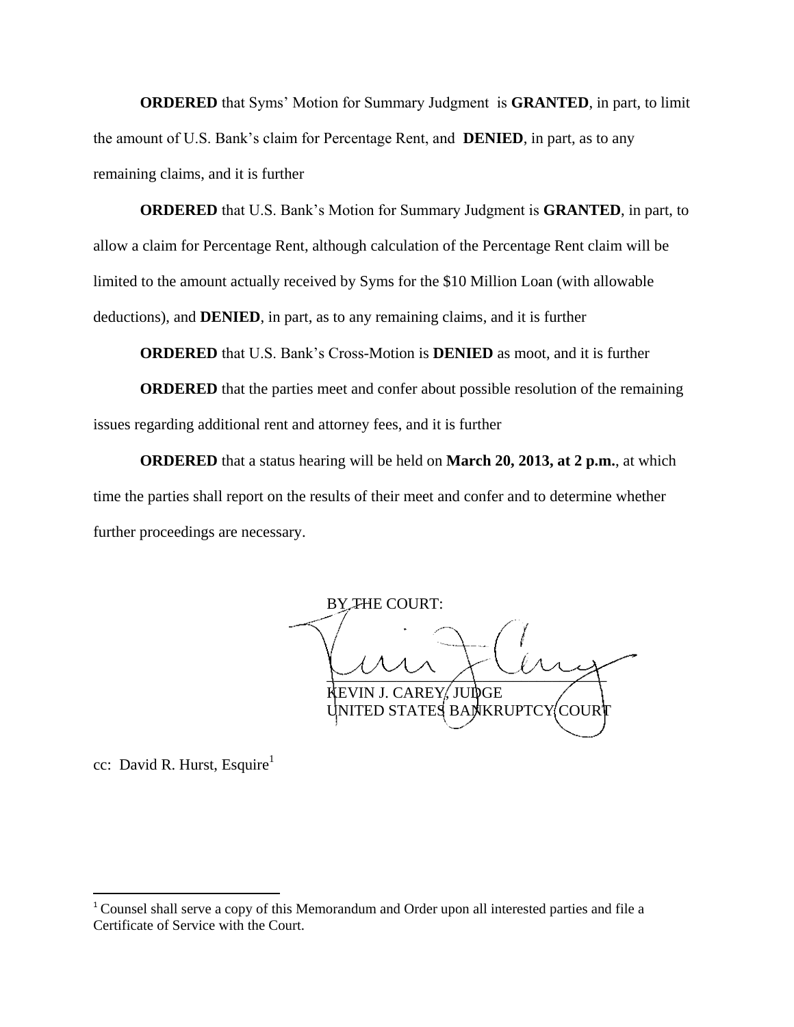**ORDERED** that Syms' Motion for Summary Judgment is **GRANTED**, in part, to limit the amount of U.S. Bank's claim for Percentage Rent, and **DENIED**, in part, as to any remaining claims, and it is further

**ORDERED** that U.S. Bank's Motion for Summary Judgment is **GRANTED**, in part, to allow a claim for Percentage Rent, although calculation of the Percentage Rent claim will be limited to the amount actually received by Syms for the $10 Million Loan (with allowable deductions), and **DENIED**, in part, as to any remaining claims, and it is further

**ORDERED** that U.S. Bank's Cross-Motion is **DENIED** as moot, and it is further

**ORDERED** that the parties meet and confer about possible resolution of the remaining issues regarding additional rent and attorney fees, and it is further

**ORDERED** that a status hearing will be held on **March 20, 2013, at 2 p.m.**, at which time the parties shall report on the results of their meet and confer and to determine whether further proceedings are necessary.

BY THE COURT:

KEVIN J. CAREY, JUDGE
UNITED STATES BANKRUPTCY COURT

cc: David R. Hurst, Esquire[1]

[1] Counsel shall serve a copy of this Memorandum and Order upon all interested parties and file a Certificate of Service with the Court.